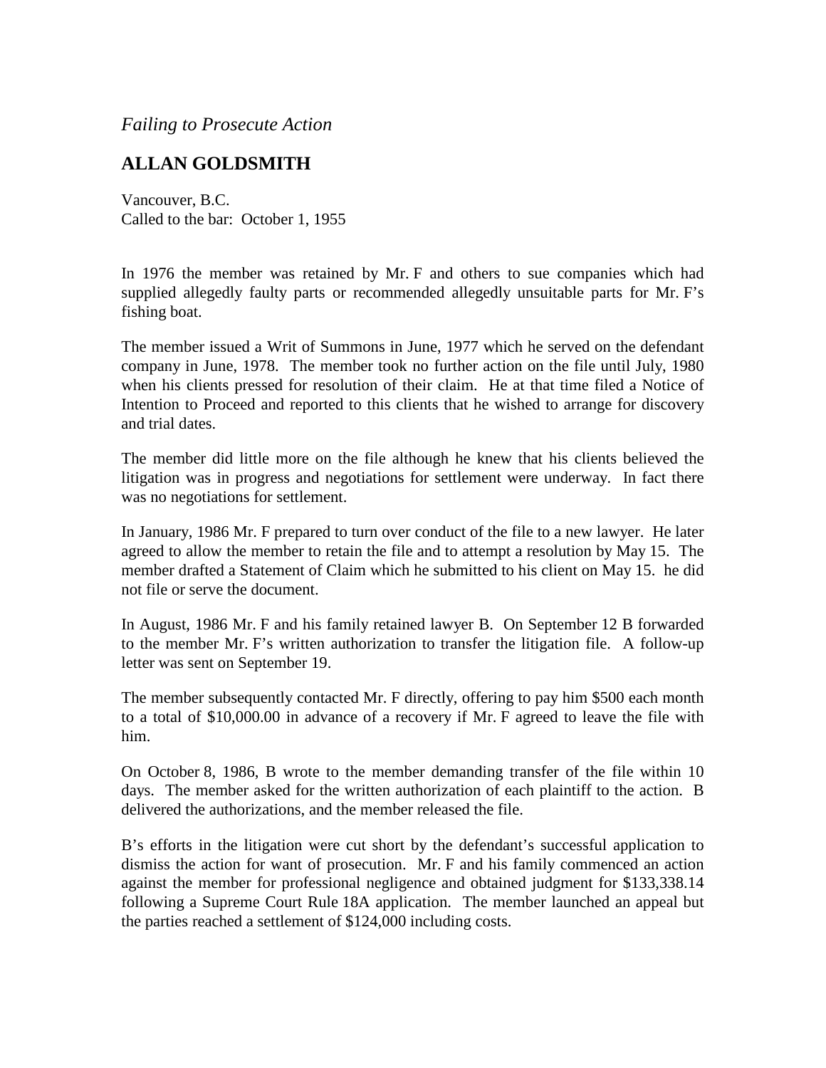*Failing to Prosecute Action*

## ALLAN GOLDSMITH

Vancouver, B.C.
Called to the bar: October 1, 1955

In 1976 the member was retained by Mr. F and others to sue companies which had supplied allegedly faulty parts or recommended allegedly unsuitable parts for Mr. F's fishing boat.

The member issued a Writ of Summons in June, 1977 which he served on the defendant company in June, 1978. The member took no further action on the file until July, 1980 when his clients pressed for resolution of their claim. He at that time filed a Notice of Intention to Proceed and reported to this clients that he wished to arrange for discovery and trial dates.

The member did little more on the file although he knew that his clients believed the litigation was in progress and negotiations for settlement were underway. In fact there was no negotiations for settlement.

In January, 1986 Mr. F prepared to turn over conduct of the file to a new lawyer. He later agreed to allow the member to retain the file and to attempt a resolution by May 15. The member drafted a Statement of Claim which he submitted to his client on May 15. he did not file or serve the document.

In August, 1986 Mr. F and his family retained lawyer B. On September 12 B forwarded to the member Mr. F's written authorization to transfer the litigation file. A follow-up letter was sent on September 19.

The member subsequently contacted Mr. F directly, offering to pay him $500 each month to a total of $10,000.00 in advance of a recovery if Mr. F agreed to leave the file with him.

On October 8, 1986, B wrote to the member demanding transfer of the file within 10 days. The member asked for the written authorization of each plaintiff to the action. B delivered the authorizations, and the member released the file.

B's efforts in the litigation were cut short by the defendant's successful application to dismiss the action for want of prosecution. Mr. F and his family commenced an action against the member for professional negligence and obtained judgment for $133,338.14 following a Supreme Court Rule 18A application. The member launched an appeal but the parties reached a settlement of $124,000 including costs.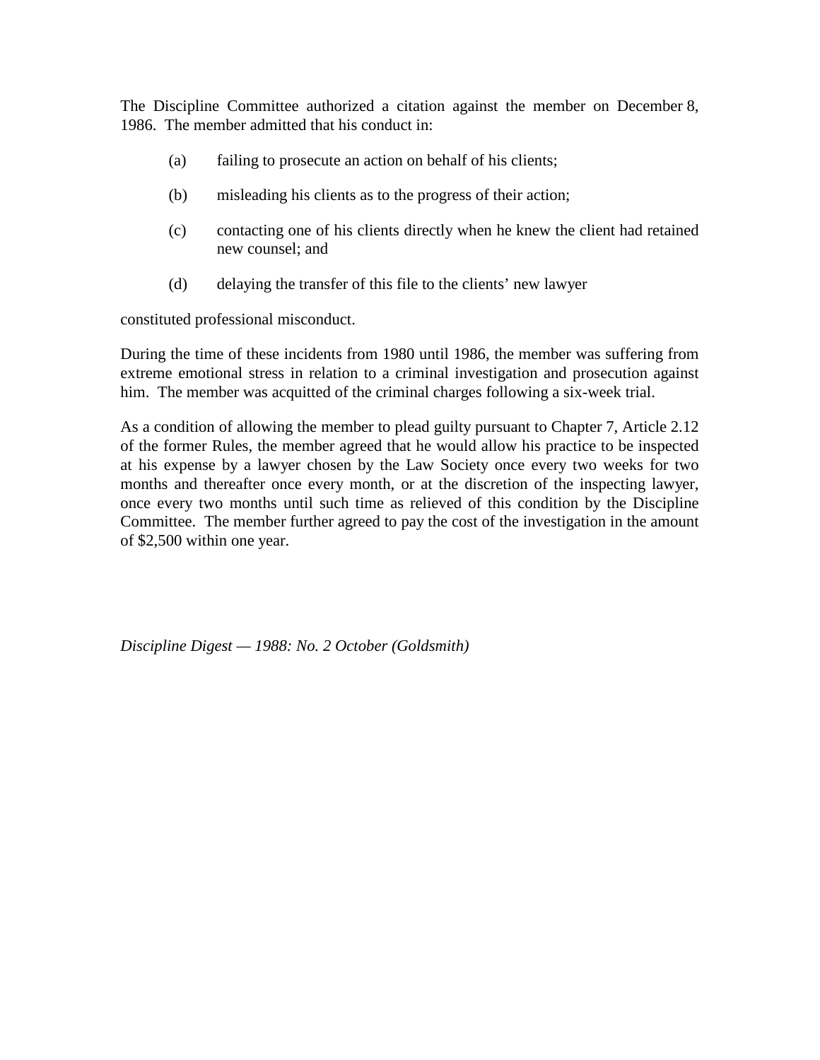The Discipline Committee authorized a citation against the member on December 8, 1986. The member admitted that his conduct in:

(a) failing to prosecute an action on behalf of his clients;

(b) misleading his clients as to the progress of their action;

(c) contacting one of his clients directly when he knew the client had retained new counsel; and

(d) delaying the transfer of this file to the clients' new lawyer

constituted professional misconduct.

During the time of these incidents from 1980 until 1986, the member was suffering from extreme emotional stress in relation to a criminal investigation and prosecution against him. The member was acquitted of the criminal charges following a six-week trial.

As a condition of allowing the member to plead guilty pursuant to Chapter 7, Article 2.12 of the former Rules, the member agreed that he would allow his practice to be inspected at his expense by a lawyer chosen by the Law Society once every two weeks for two months and thereafter once every month, or at the discretion of the inspecting lawyer, once every two months until such time as relieved of this condition by the Discipline Committee. The member further agreed to pay the cost of the investigation in the amount of $2,500 within one year.

*Discipline Digest — 1988: No. 2 October (Goldsmith)*